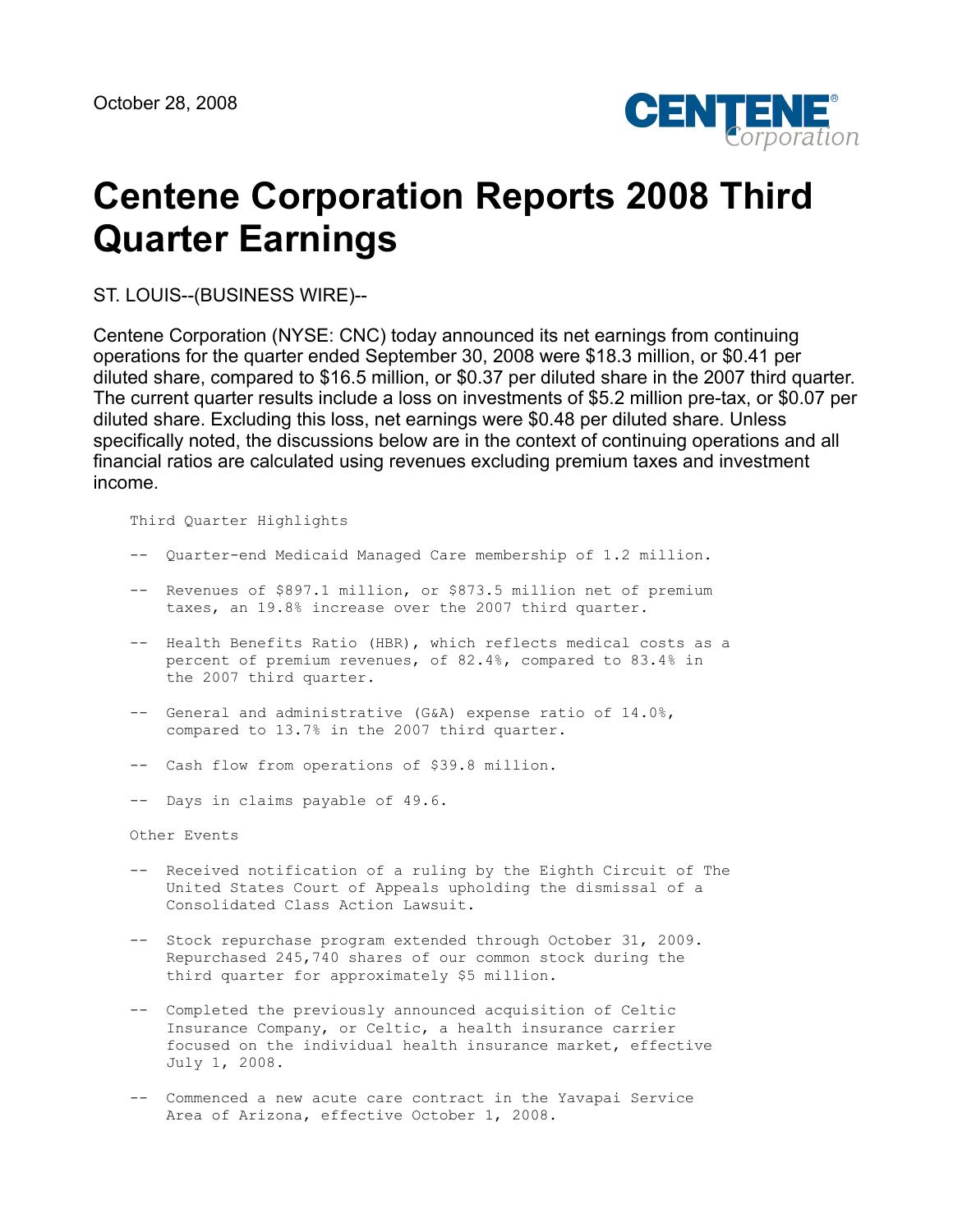October 28, 2008

# Centene Corporation Reports 2008 Third Quarter Earnings

ST. LOUIS--(BUSINESS WIRE)--

Centene Corporation (NYSE: CNC) today announced its net earnings from continuing operations for the quarter ended September 30, 2008 were $18.3 million, or $0.41 per diluted share, compared to $16.5 million, or $0.37 per diluted share in the 2007 third quarter. The current quarter results include a loss on investments of $5.2 million pre-tax, or $0.07 per diluted share. Excluding this loss, net earnings were $0.48 per diluted share. Unless specifically noted, the discussions below are in the context of continuing operations and all financial ratios are calculated using revenues excluding premium taxes and investment income.

Third Quarter Highlights

- Quarter-end Medicaid Managed Care membership of 1.2 million.
- Revenues of $897.1 million, or $873.5 million net of premium taxes, an 19.8% increase over the 2007 third quarter.
- Health Benefits Ratio (HBR), which reflects medical costs as a percent of premium revenues, of 82.4%, compared to 83.4% in the 2007 third quarter.
- General and administrative (G&A) expense ratio of 14.0%, compared to 13.7% in the 2007 third quarter.
- Cash flow from operations of $39.8 million.
- Days in claims payable of 49.6.

Other Events

- Received notification of a ruling by the Eighth Circuit of The United States Court of Appeals upholding the dismissal of a Consolidated Class Action Lawsuit.
- Stock repurchase program extended through October 31, 2009. Repurchased 245,740 shares of our common stock during the third quarter for approximately $5 million.
- Completed the previously announced acquisition of Celtic Insurance Company, or Celtic, a health insurance carrier focused on the individual health insurance market, effective July 1, 2008.
- Commenced a new acute care contract in the Yavapai Service Area of Arizona, effective October 1, 2008.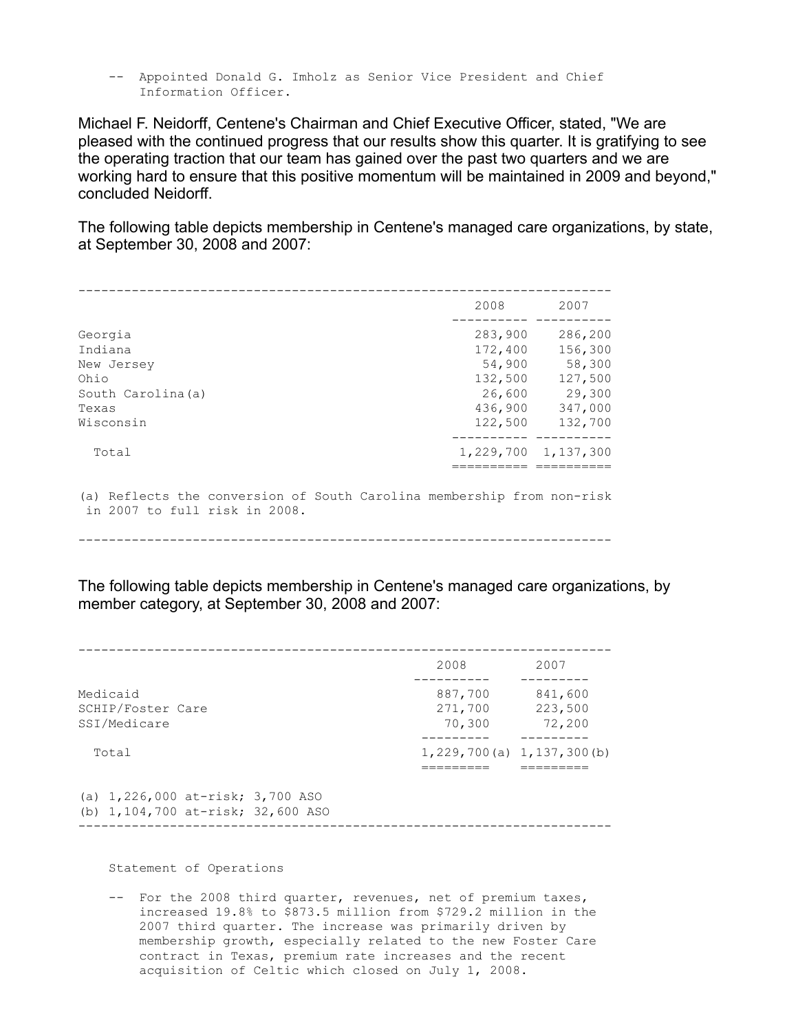-- Appointed Donald G. Imholz as Senior Vice President and Chief Information Officer.

Michael F. Neidorff, Centene's Chairman and Chief Executive Officer, stated, "We are pleased with the continued progress that our results show this quarter. It is gratifying to see the operating traction that our team has gained over the past two quarters and we are working hard to ensure that this positive momentum will be maintained in 2009 and beyond," concluded Neidorff.

The following table depicts membership in Centene's managed care organizations, by state, at September 30, 2008 and 2007:

| | 2008 | 2007 |
|---|---|---|
| Georgia | 283,900 | 286,200 |
| Indiana | 172,400 | 156,300 |
| New Jersey | 54,900 | 58,300 |
| Ohio | 132,500 | 127,500 |
| South Carolina(a) | 26,600 | 29,300 |
| Texas | 436,900 | 347,000 |
| Wisconsin | 122,500 | 132,700 |
| Total | 1,229,700 | 1,137,300 |

(a) Reflects the conversion of South Carolina membership from non-risk in 2007 to full risk in 2008.

The following table depicts membership in Centene's managed care organizations, by member category, at September 30, 2008 and 2007:

| | 2008 | 2007 |
|---|---|---|
| Medicaid | 887,700 | 841,600 |
| SCHIP/Foster Care | 271,700 | 223,500 |
| SSI/Medicare | 70,300 | 72,200 |
| Total | 1,229,700(a) | 1,137,300(b) |

(a) 1,226,000 at-risk; 3,700 ASO
(b) 1,104,700 at-risk; 32,600 ASO

Statement of Operations

-- For the 2008 third quarter, revenues, net of premium taxes, increased 19.8% to $873.5 million from $729.2 million in the 2007 third quarter. The increase was primarily driven by membership growth, especially related to the new Foster Care contract in Texas, premium rate increases and the recent acquisition of Celtic which closed on July 1, 2008.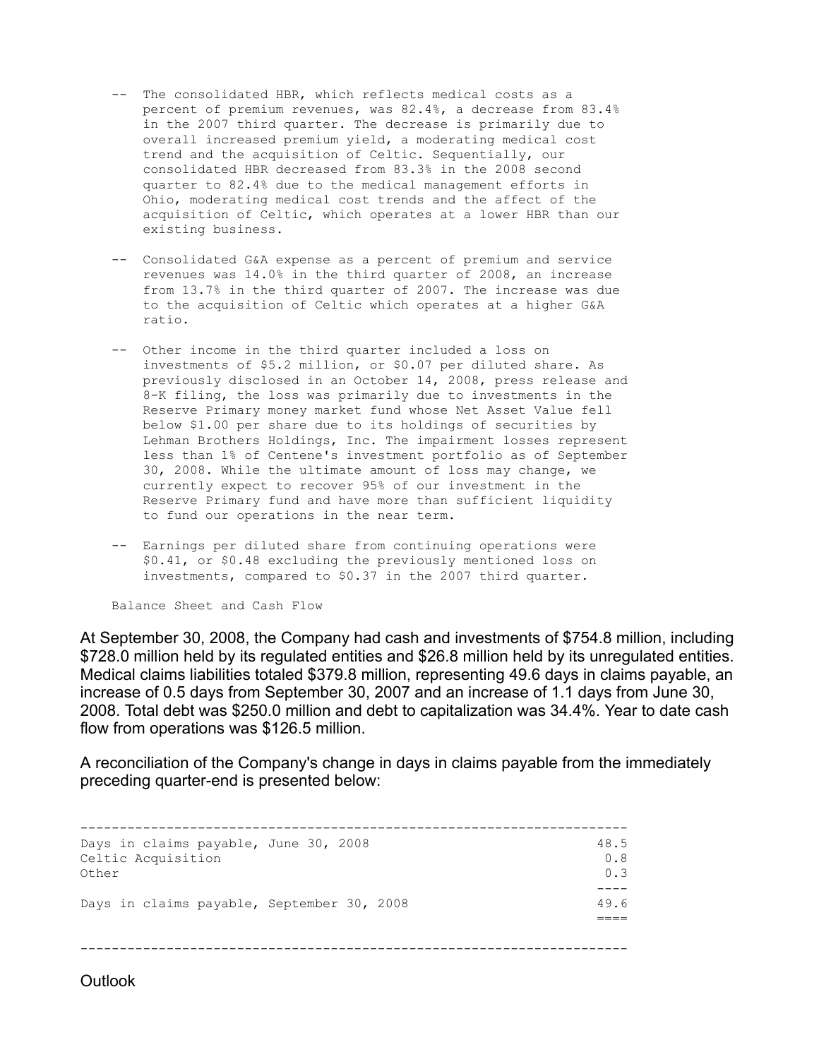- The consolidated HBR, which reflects medical costs as a percent of premium revenues, was 82.4%, a decrease from 83.4% in the 2007 third quarter. The decrease is primarily due to overall increased premium yield, a moderating medical cost trend and the acquisition of Celtic. Sequentially, our consolidated HBR decreased from 83.3% in the 2008 second quarter to 82.4% due to the medical management efforts in Ohio, moderating medical cost trends and the affect of the acquisition of Celtic, which operates at a lower HBR than our existing business.

- Consolidated G&A expense as a percent of premium and service revenues was 14.0% in the third quarter of 2008, an increase from 13.7% in the third quarter of 2007. The increase was due to the acquisition of Celtic which operates at a higher G&A ratio.

- Other income in the third quarter included a loss on investments of $5.2 million, or $0.07 per diluted share. As previously disclosed in an October 14, 2008, press release and 8-K filing, the loss was primarily due to investments in the Reserve Primary money market fund whose Net Asset Value fell below $1.00 per share due to its holdings of securities by Lehman Brothers Holdings, Inc. The impairment losses represent less than 1% of Centene's investment portfolio as of September 30, 2008. While the ultimate amount of loss may change, we currently expect to recover 95% of our investment in the Reserve Primary fund and have more than sufficient liquidity to fund our operations in the near term.

- Earnings per diluted share from continuing operations were $0.41, or $0.48 excluding the previously mentioned loss on investments, compared to $0.37 in the 2007 third quarter.

Balance Sheet and Cash Flow

At September 30, 2008, the Company had cash and investments of $754.8 million, including $728.0 million held by its regulated entities and $26.8 million held by its unregulated entities. Medical claims liabilities totaled $379.8 million, representing 49.6 days in claims payable, an increase of 0.5 days from September 30, 2007 and an increase of 1.1 days from June 30, 2008. Total debt was $250.0 million and debt to capitalization was 34.4%. Year to date cash flow from operations was $126.5 million.

A reconciliation of the Company's change in days in claims payable from the immediately preceding quarter-end is presented below:

| | |
|---|---|
| Days in claims payable, June 30, 2008 | 48.5 |
| Celtic Acquisition | 0.8 |
| Other | 0.3 |
| Days in claims payable, September 30, 2008 | 49.6 |

Outlook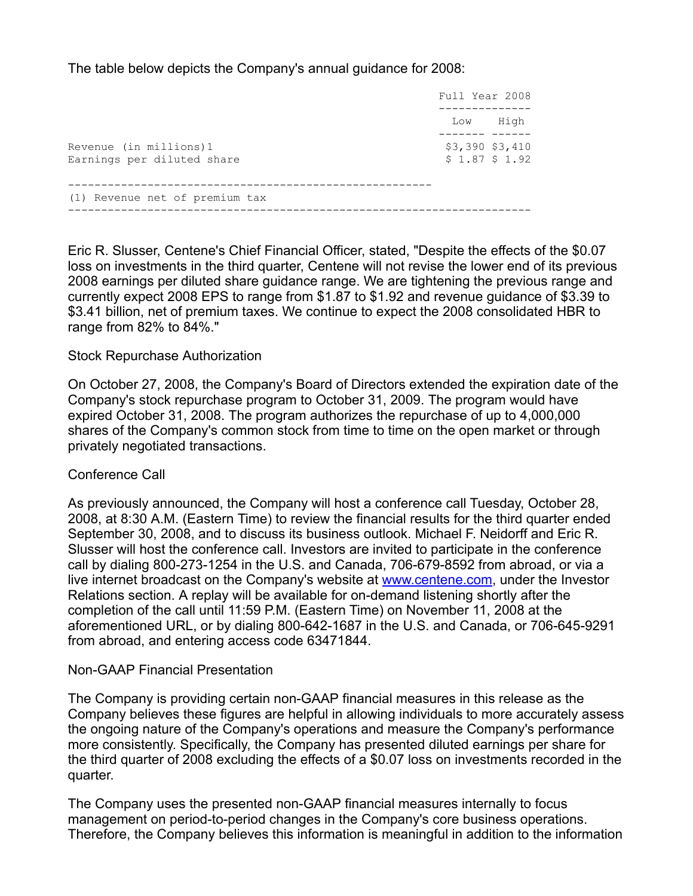The table below depicts the Company's annual guidance for 2008:

| | Full Year 2008 | |
|---|---|---|
| | Low | High |
| Revenue (in millions)1 | $3,390 | $3,410 |
| Earnings per diluted share | $ 1.87 | $ 1.92 |

(1) Revenue net of premium tax

Eric R. Slusser, Centene's Chief Financial Officer, stated, "Despite the effects of the $0.07 loss on investments in the third quarter, Centene will not revise the lower end of its previous 2008 earnings per diluted share guidance range. We are tightening the previous range and currently expect 2008 EPS to range from $1.87 to $1.92 and revenue guidance of $3.39 to $3.41 billion, net of premium taxes. We continue to expect the 2008 consolidated HBR to range from 82% to 84%."

## Stock Repurchase Authorization

On October 27, 2008, the Company's Board of Directors extended the expiration date of the Company's stock repurchase program to October 31, 2009. The program would have expired October 31, 2008. The program authorizes the repurchase of up to 4,000,000 shares of the Company's common stock from time to time on the open market or through privately negotiated transactions.

## Conference Call

As previously announced, the Company will host a conference call Tuesday, October 28, 2008, at 8:30 A.M. (Eastern Time) to review the financial results for the third quarter ended September 30, 2008, and to discuss its business outlook. Michael F. Neidorff and Eric R. Slusser will host the conference call. Investors are invited to participate in the conference call by dialing 800-273-1254 in the U.S. and Canada, 706-679-8592 from abroad, or via a live internet broadcast on the Company's website at www.centene.com, under the Investor Relations section. A replay will be available for on-demand listening shortly after the completion of the call until 11:59 P.M. (Eastern Time) on November 11, 2008 at the aforementioned URL, or by dialing 800-642-1687 in the U.S. and Canada, or 706-645-9291 from abroad, and entering access code 63471844.

## Non-GAAP Financial Presentation

The Company is providing certain non-GAAP financial measures in this release as the Company believes these figures are helpful in allowing individuals to more accurately assess the ongoing nature of the Company's operations and measure the Company's performance more consistently. Specifically, the Company has presented diluted earnings per share for the third quarter of 2008 excluding the effects of a $0.07 loss on investments recorded in the quarter.

The Company uses the presented non-GAAP financial measures internally to focus management on period-to-period changes in the Company's core business operations. Therefore, the Company believes this information is meaningful in addition to the information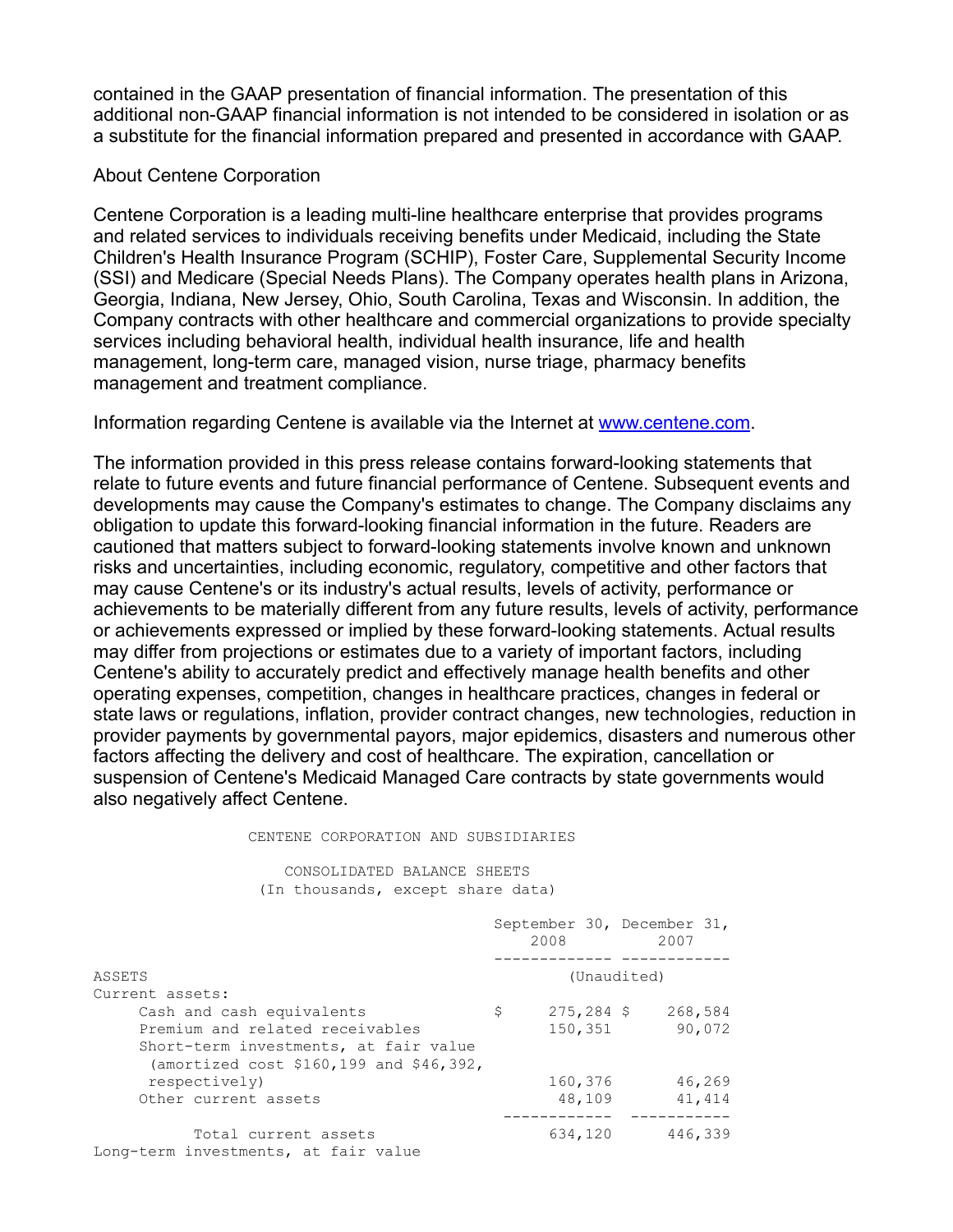contained in the GAAP presentation of financial information. The presentation of this additional non-GAAP financial information is not intended to be considered in isolation or as a substitute for the financial information prepared and presented in accordance with GAAP.

About Centene Corporation

Centene Corporation is a leading multi-line healthcare enterprise that provides programs and related services to individuals receiving benefits under Medicaid, including the State Children's Health Insurance Program (SCHIP), Foster Care, Supplemental Security Income (SSI) and Medicare (Special Needs Plans). The Company operates health plans in Arizona, Georgia, Indiana, New Jersey, Ohio, South Carolina, Texas and Wisconsin. In addition, the Company contracts with other healthcare and commercial organizations to provide specialty services including behavioral health, individual health insurance, life and health management, long-term care, managed vision, nurse triage, pharmacy benefits management and treatment compliance.

Information regarding Centene is available via the Internet at www.centene.com.

The information provided in this press release contains forward-looking statements that relate to future events and future financial performance of Centene. Subsequent events and developments may cause the Company's estimates to change. The Company disclaims any obligation to update this forward-looking financial information in the future. Readers are cautioned that matters subject to forward-looking statements involve known and unknown risks and uncertainties, including economic, regulatory, competitive and other factors that may cause Centene's or its industry's actual results, levels of activity, performance or achievements to be materially different from any future results, levels of activity, performance or achievements expressed or implied by these forward-looking statements. Actual results may differ from projections or estimates due to a variety of important factors, including Centene's ability to accurately predict and effectively manage health benefits and other operating expenses, competition, changes in healthcare practices, changes in federal or state laws or regulations, inflation, provider contract changes, new technologies, reduction in provider payments by governmental payors, major epidemics, disasters and numerous other factors affecting the delivery and cost of healthcare. The expiration, cancellation or suspension of Centene's Medicaid Managed Care contracts by state governments would also negatively affect Centene.

CENTENE CORPORATION AND SUBSIDIARIES

CONSOLIDATED BALANCE SHEETS
(In thousands, except share data)

| | September 30, 2008 | December 31, 2007 |
|---|---|---|
| | (Unaudited) | |
| ASSETS | | |
| Current assets: | | |
| Cash and cash equivalents | $ 275,284 | $ 268,584 |
| Premium and related receivables | 150,351 | 90,072 |
| Short-term investments, at fair value (amortized cost $160,199 and $46,392, respectively) | 160,376 | 46,269 |
| Other current assets | 48,109 | 41,414 |
| Total current assets | 634,120 | 446,339 |
| Long-term investments, at fair value | | |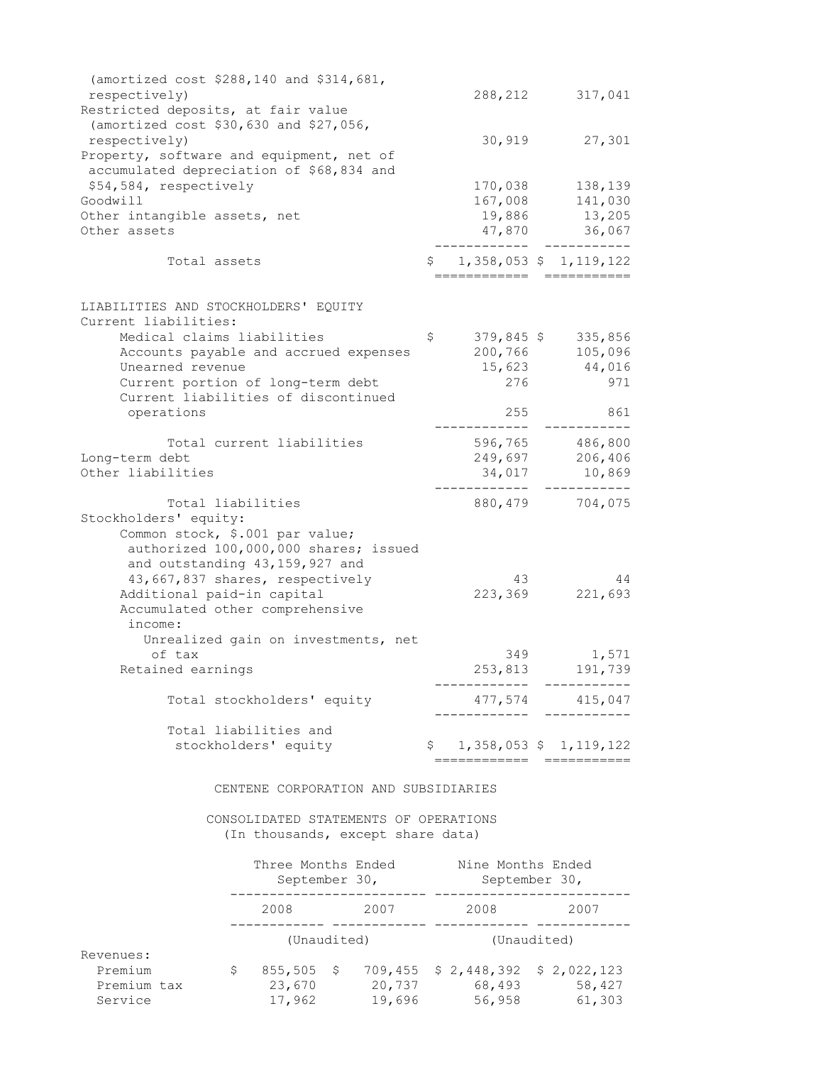| | | |
|---|---|---|
| (amortized cost $288,140 and $314,681, respectively) | 288,212 | 317,041 |
| Restricted deposits, at fair value (amortized cost $30,630 and $27,056, respectively) | 30,919 | 27,301 |
| Property, software and equipment, net of accumulated depreciation of $68,834 and $54,584, respectively | 170,038 | 138,139 |
| Goodwill | 167,008 | 141,030 |
| Other intangible assets, net | 19,886 | 13,205 |
| Other assets | 47,870 | 36,067 |
| Total assets | $ 1,358,053 | $ 1,119,122 |
| **LIABILITIES AND STOCKHOLDERS' EQUITY** | | |
| Current liabilities: | | |
| Medical claims liabilities | $ 379,845 | $ 335,856 |
| Accounts payable and accrued expenses | 200,766 | 105,096 |
| Unearned revenue | 15,623 | 44,016 |
| Current portion of long-term debt | 276 | 971 |
| Current liabilities of discontinued operations | 255 | 861 |
| Total current liabilities | 596,765 | 486,800 |
| Long-term debt | 249,697 | 206,406 |
| Other liabilities | 34,017 | 10,869 |
| Total liabilities | 880,479 | 704,075 |
| Stockholders' equity: | | |
| Common stock, $.001 par value; authorized 100,000,000 shares; issued and outstanding 43,159,927 and 43,667,837 shares, respectively | 43 | 44 |
| Additional paid-in capital | 223,369 | 221,693 |
| Accumulated other comprehensive income: | | |
| Unrealized gain on investments, net of tax | 349 | 1,571 |
| Retained earnings | 253,813 | 191,739 |
| Total stockholders' equity | 477,574 | 415,047 |
| Total liabilities and stockholders' equity | $ 1,358,053 | $ 1,119,122 |

CENTENE CORPORATION AND SUBSIDIARIES

CONSOLIDATED STATEMENTS OF OPERATIONS
(In thousands, except share data)

| | Three Months Ended September 30, | | Nine Months Ended September 30, | |
|---|---|---|---|---|
| | 2008 | 2007 | 2008 | 2007 |
| | (Unaudited) | | (Unaudited) | |
| Revenues: | | | | |
| Premium | $ 855,505 | $ 709,455 | $ 2,448,392 | $ 2,022,123 |
| Premium tax | 23,670 | 20,737 | 68,493 | 58,427 |
| Service | 17,962 | 19,696 | 56,958 | 61,303 |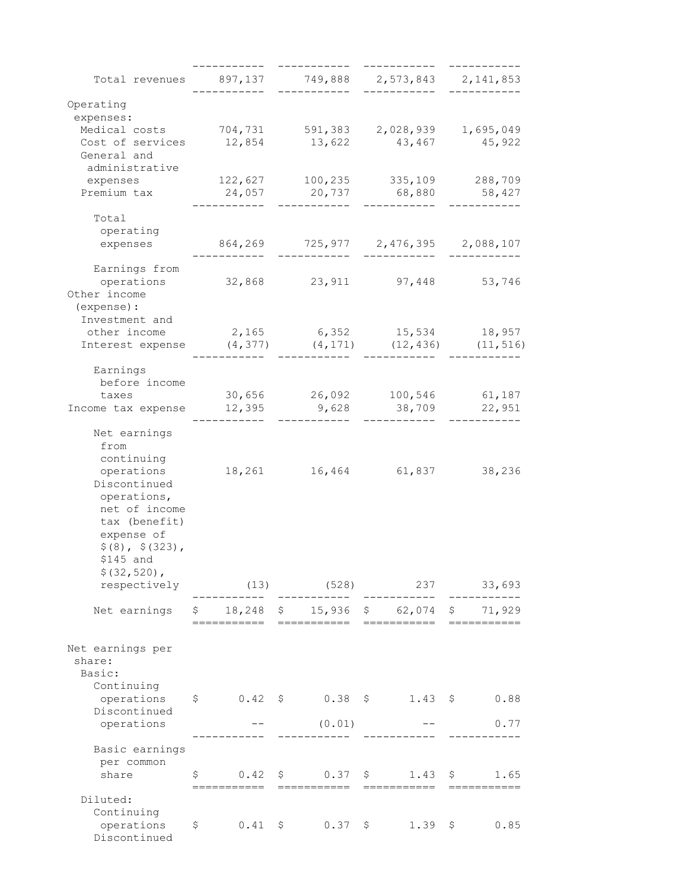| | | | | |
|---|---|---|---|---|
| Total revenues | 897,137 | 749,888 | 2,573,843 | 2,141,853 |
| Operating expenses: | | | | |
| Medical costs | 704,731 | 591,383 | 2,028,939 | 1,695,049 |
| Cost of services | 12,854 | 13,622 | 43,467 | 45,922 |
| General and administrative expenses | 122,627 | 100,235 | 335,109 | 288,709 |
| Premium tax | 24,057 | 20,737 | 68,880 | 58,427 |
| Total operating expenses | 864,269 | 725,977 | 2,476,395 | 2,088,107 |
| Earnings from operations | 32,868 | 23,911 | 97,448 | 53,746 |
| Other income (expense): | | | | |
| Investment and other income | 2,165 | 6,352 | 15,534 | 18,957 |
| Interest expense | (4,377) | (4,171) | (12,436) | (11,516) |
| Earnings before income taxes | 30,656 | 26,092 | 100,546 | 61,187 |
| Income tax expense | 12,395 | 9,628 | 38,709 | 22,951 |
| Net earnings from continuing operations | 18,261 | 16,464 | 61,837 | 38,236 |
| Discontinued operations, net of income tax (benefit) expense of $(8), $(323), $145 and $(32,520), respectively | (13) | (528) | 237 | 33,693 |
| Net earnings | $ 18,248 | $ 15,936 | $ 62,074 | $ 71,929 |
| Net earnings per share: | | | | |
| Basic: | | | | |
| Continuing operations | $ 0.42 | $ 0.38 | $ 1.43 | $ 0.88 |
| Discontinued operations | -- | (0.01) | -- | 0.77 |
| Basic earnings per common share | $ 0.42 | $ 0.37 | $ 1.43 | $ 1.65 |
| Diluted: | | | | |
| Continuing operations | $ 0.41 | $ 0.37 | $ 1.39 | $ 0.85 |
| Discontinued | | | | |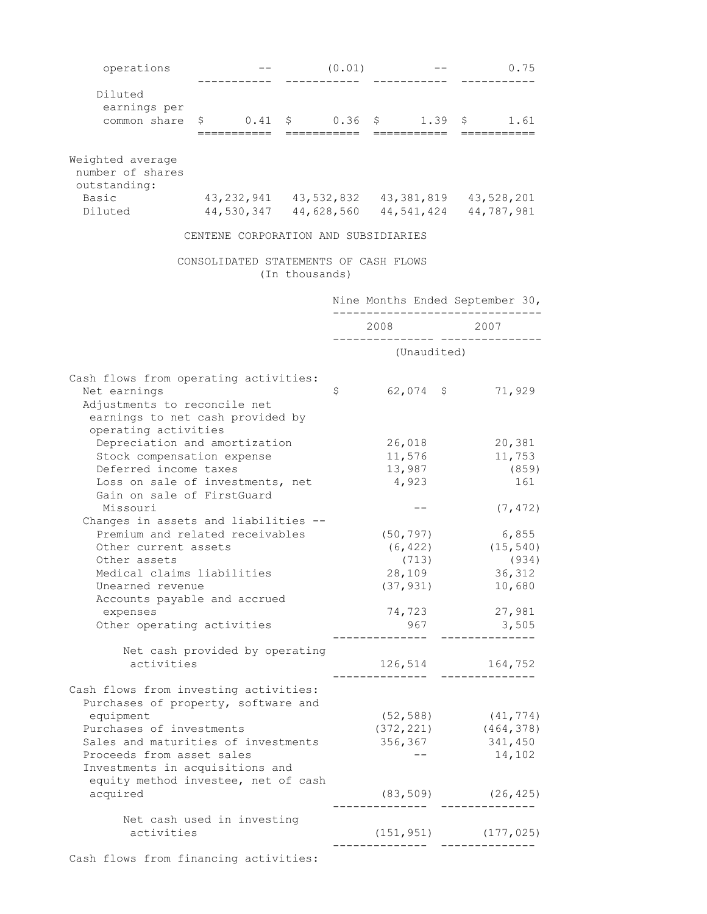| | | | | |
|---|---|---|---|---|
| operations | -- | (0.01) | -- | 0.75 |
| Diluted earnings per common share | $ 0.41 | $ 0.36 | $ 1.39 | $ 1.61 |
| Weighted average number of shares outstanding: | | | | |
| Basic | 43,232,941 | 43,532,832 | 43,381,819 | 43,528,201 |
| Diluted | 44,530,347 | 44,628,560 | 44,541,424 | 44,787,981 |

CENTENE CORPORATION AND SUBSIDIARIES

CONSOLIDATED STATEMENTS OF CASH FLOWS
(In thousands)

| | Nine Months Ended September 30, | |
|---|---|---|
| | 2008 | 2007 |
| | (Unaudited) | |
| Cash flows from operating activities: | | |
| Net earnings | $ 62,074 | $ 71,929 |
| Adjustments to reconcile net earnings to net cash provided by operating activities | | |
| Depreciation and amortization | 26,018 | 20,381 |
| Stock compensation expense | 11,576 | 11,753 |
| Deferred income taxes | 13,987 | (859) |
| Loss on sale of investments, net | 4,923 | 161 |
| Gain on sale of FirstGuard Missouri | -- | (7,472) |
| Changes in assets and liabilities -- | | |
| Premium and related receivables | (50,797) | 6,855 |
| Other current assets | (6,422) | (15,540) |
| Other assets | (713) | (934) |
| Medical claims liabilities | 28,109 | 36,312 |
| Unearned revenue | (37,931) | 10,680 |
| Accounts payable and accrued expenses | 74,723 | 27,981 |
| Other operating activities | 967 | 3,505 |
| Net cash provided by operating activities | 126,514 | 164,752 |
| Cash flows from investing activities: | | |
| Purchases of property, software and equipment | (52,588) | (41,774) |
| Purchases of investments | (372,221) | (464,378) |
| Sales and maturities of investments | 356,367 | 341,450 |
| Proceeds from asset sales | -- | 14,102 |
| Investments in acquisitions and equity method investee, net of cash acquired | (83,509) | (26,425) |
| Net cash used in investing activities | (151,951) | (177,025) |
| Cash flows from financing activities: | | |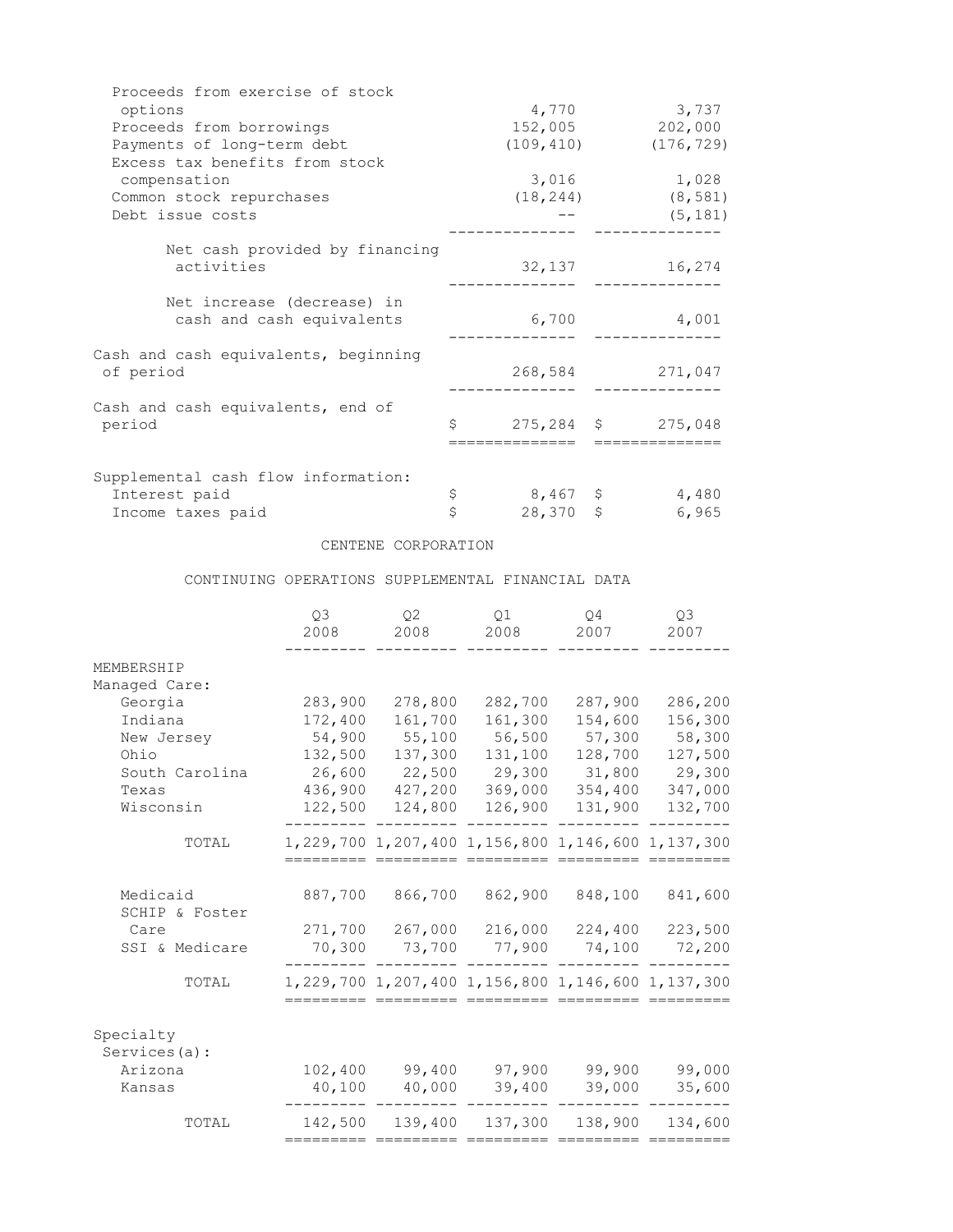| | | |
|---|---|---|
| Proceeds from exercise of stock options | 4,770 | 3,737 |
| Proceeds from borrowings | 152,005 | 202,000 |
| Payments of long-term debt | (109,410) | (176,729) |
| Excess tax benefits from stock compensation | 3,016 | 1,028 |
| Common stock repurchases | (18,244) | (8,581) |
| Debt issue costs | -- | (5,181) |
| Net cash provided by financing activities | 32,137 | 16,274 |
| Net increase (decrease) in cash and cash equivalents | 6,700 | 4,001 |
| Cash and cash equivalents, beginning of period | 268,584 | 271,047 |
| Cash and cash equivalents, end of period | $ 275,284 | $ 275,048 |
| Supplemental cash flow information: | | |
| Interest paid | $ 8,467 | $ 4,480 |
| Income taxes paid | $ 28,370 | $ 6,965 |

CENTENE CORPORATION

CONTINUING OPERATIONS SUPPLEMENTAL FINANCIAL DATA

| | Q3 2008 | Q2 2008 | Q1 2008 | Q4 2007 | Q3 2007 |
|---|---|---|---|---|---|
| MEMBERSHIP | | | | | |
| Managed Care: | | | | | |
| Georgia | 283,900 | 278,800 | 282,700 | 287,900 | 286,200 |
| Indiana | 172,400 | 161,700 | 161,300 | 154,600 | 156,300 |
| New Jersey | 54,900 | 55,100 | 56,500 | 57,300 | 58,300 |
| Ohio | 132,500 | 137,300 | 131,100 | 128,700 | 127,500 |
| South Carolina | 26,600 | 22,500 | 29,300 | 31,800 | 29,300 |
| Texas | 436,900 | 427,200 | 369,000 | 354,400 | 347,000 |
| Wisconsin | 122,500 | 124,800 | 126,900 | 131,900 | 132,700 |
| TOTAL | 1,229,700 | 1,207,400 | 1,156,800 | 1,146,600 | 1,137,300 |
| Medicaid | 887,700 | 866,700 | 862,900 | 848,100 | 841,600 |
| SCHIP & Foster Care | 271,700 | 267,000 | 216,000 | 224,400 | 223,500 |
| SSI & Medicare | 70,300 | 73,700 | 77,900 | 74,100 | 72,200 |
| TOTAL | 1,229,700 | 1,207,400 | 1,156,800 | 1,146,600 | 1,137,300 |
| Specialty Services(a): | | | | | |
| Arizona | 102,400 | 99,400 | 97,900 | 99,900 | 99,000 |
| Kansas | 40,100 | 40,000 | 39,400 | 39,000 | 35,600 |
| TOTAL | 142,500 | 139,400 | 137,300 | 138,900 | 134,600 |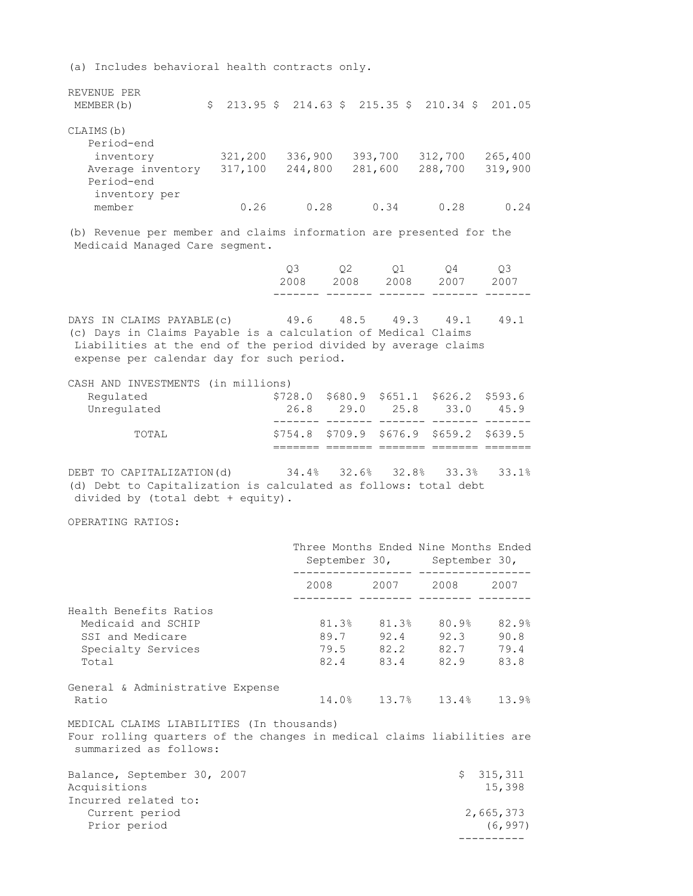(a) Includes behavioral health contracts only.

| | | | | | |
|---|---|---|---|---|---|
| REVENUE PER MEMBER(b) | $ 213.95 | $ 214.63 | $ 215.35 | $ 210.34 | $ 201.05 |
| CLAIMS(b) | | | | | |
| Period-end inventory | 321,200 | 336,900 | 393,700 | 312,700 | 265,400 |
| Average inventory | 317,100 | 244,800 | 281,600 | 288,700 | 319,900 |
| Period-end inventory per member | 0.26 | 0.28 | 0.34 | 0.28 | 0.24 |

(b) Revenue per member and claims information are presented for the Medicaid Managed Care segment.

| | Q3 2008 | Q2 2008 | Q1 2008 | Q4 2007 | Q3 2007 |
|---|---|---|---|---|---|
| DAYS IN CLAIMS PAYABLE(c) | 49.6 | 48.5 | 49.3 | 49.1 | 49.1 |

(c) Days in Claims Payable is a calculation of Medical Claims Liabilities at the end of the period divided by average claims expense per calendar day for such period.

| CASH AND INVESTMENTS (in millions) | | | | | |
|---|---|---|---|---|---|
| Regulated | $728.0 | $680.9 | $651.1 | $626.2 | $593.6 |
| Unregulated | 26.8 | 29.0 | 25.8 | 33.0 | 45.9 |
| TOTAL | $754.8 | $709.9 | $676.9 | $659.2 | $639.5 |

| | | | | | |
|---|---|---|---|---|---|
| DEBT TO CAPITALIZATION(d) | 34.4% | 32.6% | 32.8% | 33.3% | 33.1% |

(d) Debt to Capitalization is calculated as follows: total debt divided by (total debt + equity).

OPERATING RATIOS:

| | Three Months Ended September 30, | | Nine Months Ended September 30, | |
|---|---|---|---|---|
| | 2008 | 2007 | 2008 | 2007 |
| Health Benefits Ratios | | | | |
| Medicaid and SCHIP | 81.3% | 81.3% | 80.9% | 82.9% |
| SSI and Medicare | 89.7 | 92.4 | 92.3 | 90.8 |
| Specialty Services | 79.5 | 82.2 | 82.7 | 79.4 |
| Total | 82.4 | 83.4 | 82.9 | 83.8 |
| General & Administrative Expense Ratio | 14.0% | 13.7% | 13.4% | 13.9% |

MEDICAL CLAIMS LIABILITIES (In thousands)
Four rolling quarters of the changes in medical claims liabilities are summarized as follows:

| | |
|---|---|
| Balance, September 30, 2007 | $ 315,311 |
| Acquisitions | 15,398 |
| Incurred related to: | |
| Current period | 2,665,373 |
| Prior period | (6,997) |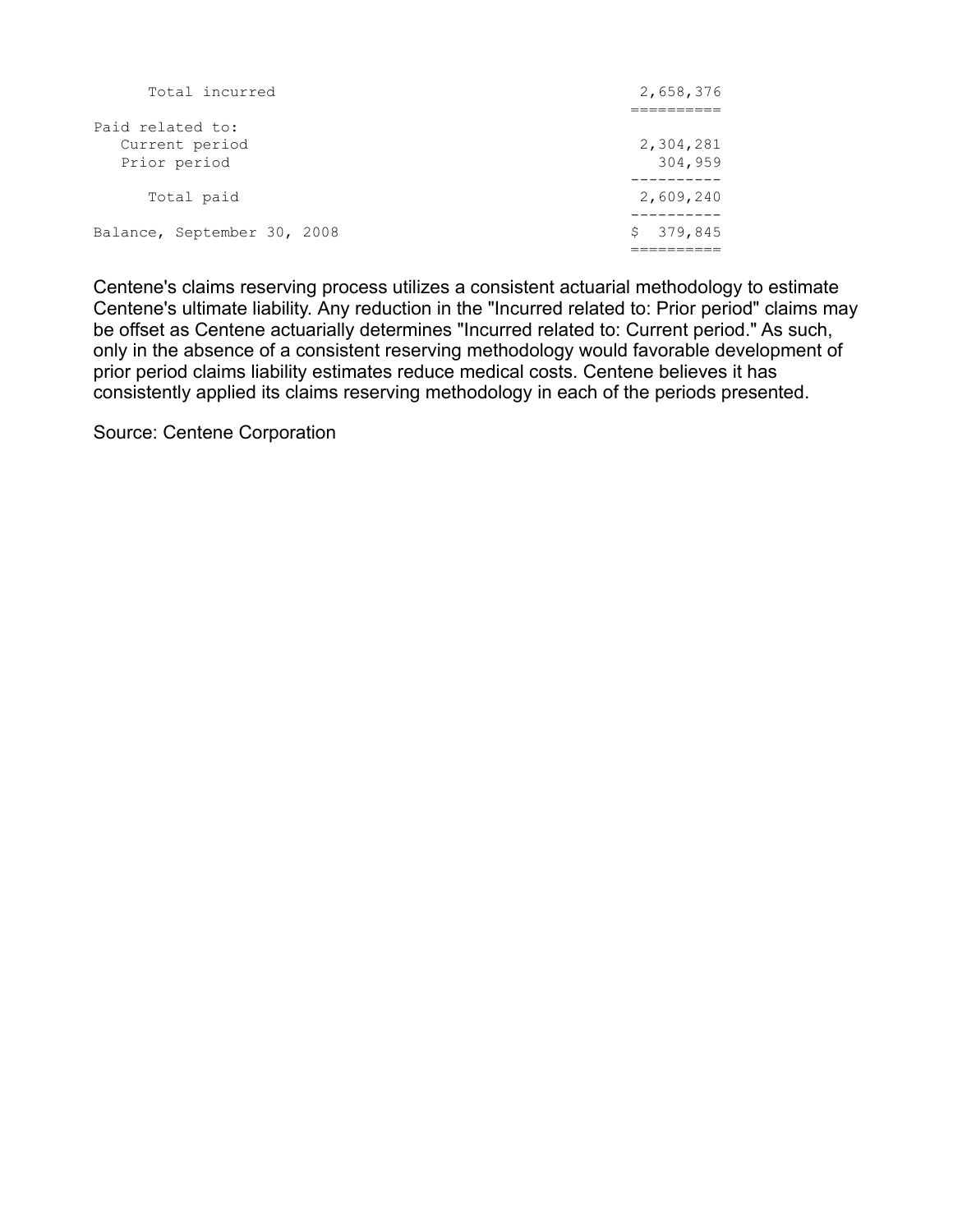| | |
|---|---|
| Total incurred | 2,658,376 |
| Paid related to: | |
| Current period | 2,304,281 |
| Prior period | 304,959 |
| Total paid | 2,609,240 |
| Balance, September 30, 2008 | $ 379,845 |

Centene's claims reserving process utilizes a consistent actuarial methodology to estimate Centene's ultimate liability. Any reduction in the "Incurred related to: Prior period" claims may be offset as Centene actuarially determines "Incurred related to: Current period." As such, only in the absence of a consistent reserving methodology would favorable development of prior period claims liability estimates reduce medical costs. Centene believes it has consistently applied its claims reserving methodology in each of the periods presented.

Source: Centene Corporation